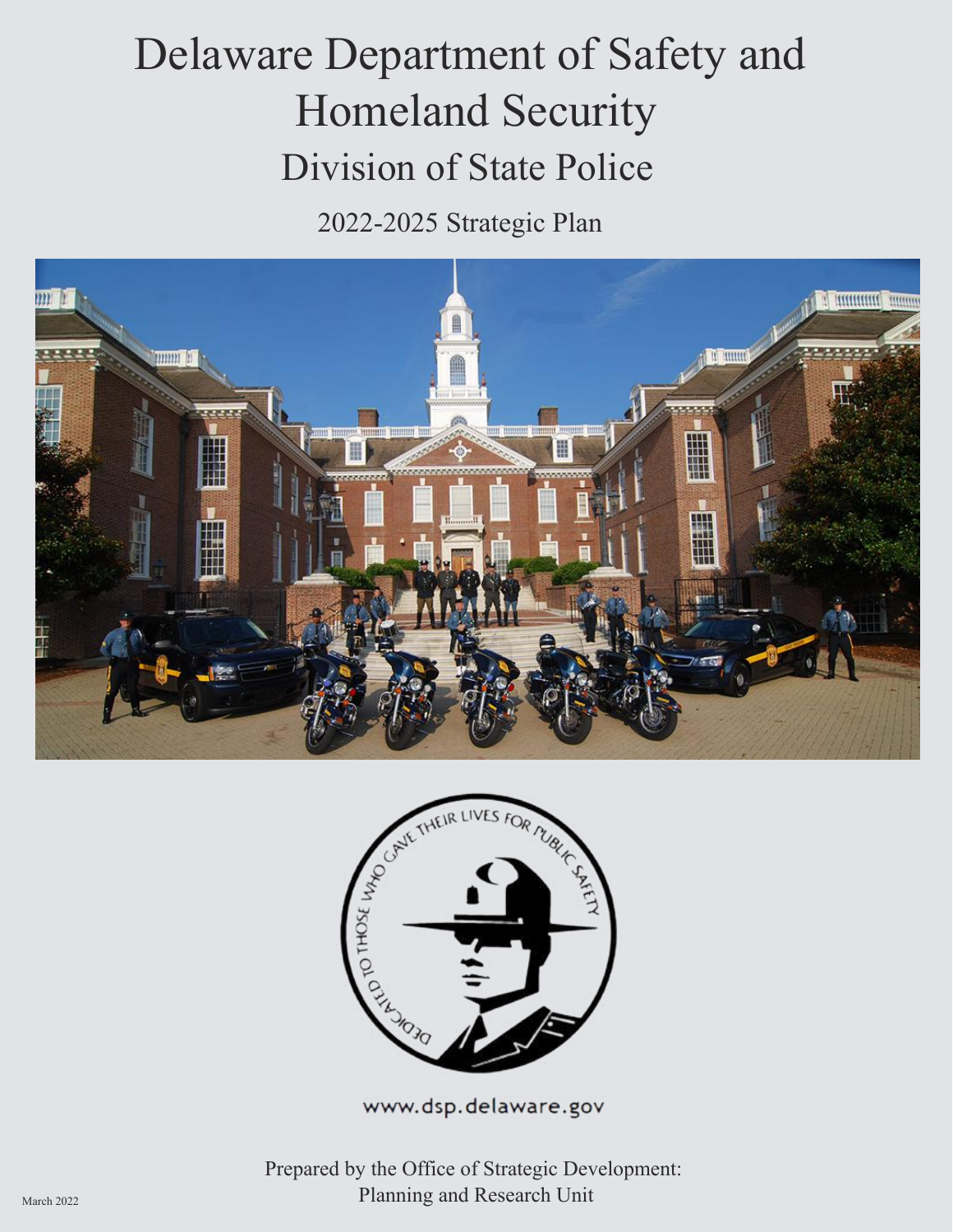# Delaware Department of Safety and Homeland Security

## Division of State Police

### 2022-2025 Strategic Plan

www.dsp.delaware.gov

Prepared by the Office of Strategic Development:
Planning and Research Unit

March 2022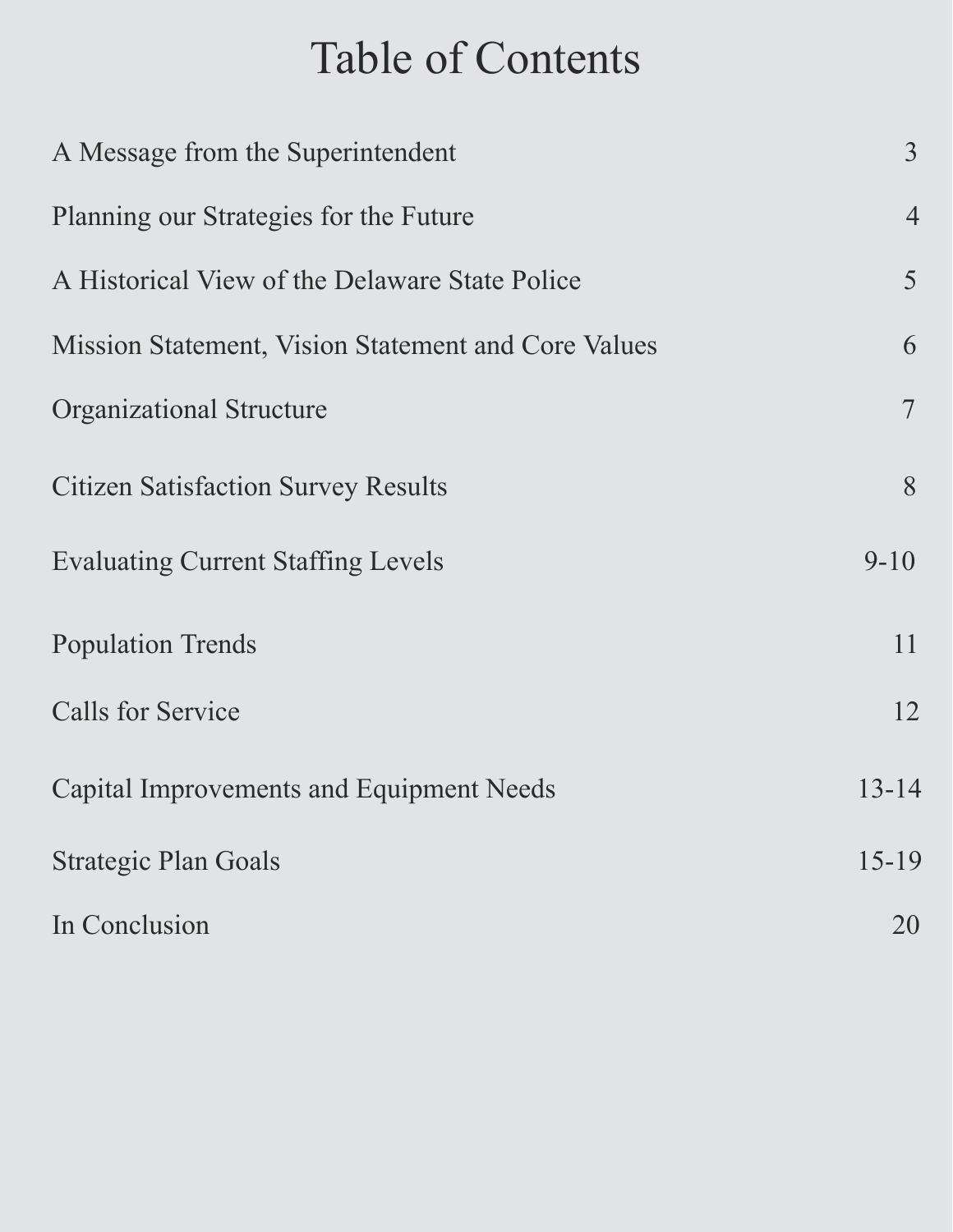# Table of Contents

| Section | Page |
| --- | --- |
| A Message from the Superintendent | 3 |
| Planning our Strategies for the Future | 4 |
| A Historical View of the Delaware State Police | 5 |
| Mission Statement, Vision Statement and Core Values | 6 |
| Organizational Structure | 7 |
| Citizen Satisfaction Survey Results | 8 |
| Evaluating Current Staffing Levels | 9-10 |
| Population Trends | 11 |
| Calls for Service | 12 |
| Capital Improvements and Equipment Needs | 13-14 |
| Strategic Plan Goals | 15-19 |
| In Conclusion | 20 |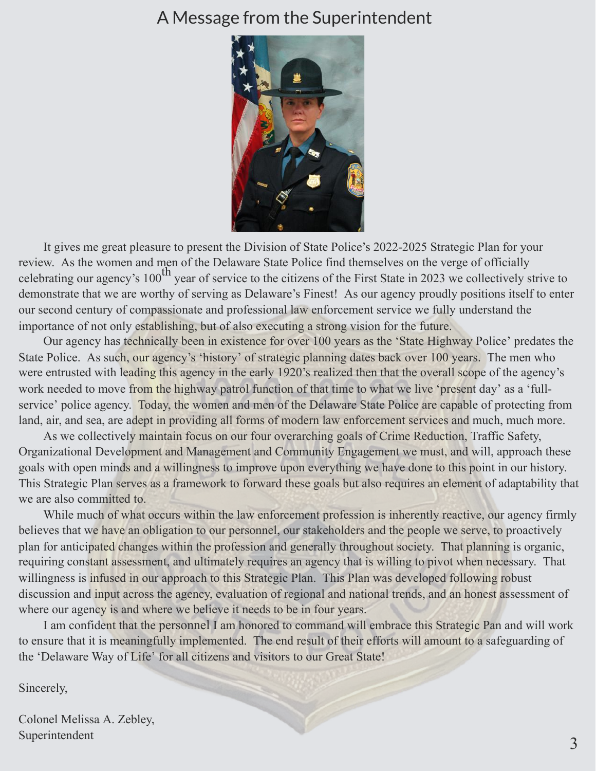# A Message from the Superintendent

It gives me great pleasure to present the Division of State Police's 2022-2025 Strategic Plan for your review. As the women and men of the Delaware State Police find themselves on the verge of officially celebrating our agency's 100th year of service to the citizens of the First State in 2023 we collectively strive to demonstrate that we are worthy of serving as Delaware's Finest! As our agency proudly positions itself to enter our second century of compassionate and professional law enforcement service we fully understand the importance of not only establishing, but of also executing a strong vision for the future.

Our agency has technically been in existence for over 100 years as the 'State Highway Police' predates the State Police. As such, our agency's 'history' of strategic planning dates back over 100 years. The men who were entrusted with leading this agency in the early 1920's realized then that the overall scope of the agency's work needed to move from the highway patrol function of that time to what we live 'present day' as a 'full-service' police agency. Today, the women and men of the Delaware State Police are capable of protecting from land, air, and sea, are adept in providing all forms of modern law enforcement services and much, much more.

As we collectively maintain focus on our four overarching goals of Crime Reduction, Traffic Safety, Organizational Development and Management and Community Engagement we must, and will, approach these goals with open minds and a willingness to improve upon everything we have done to this point in our history. This Strategic Plan serves as a framework to forward these goals but also requires an element of adaptability that we are also committed to.

While much of what occurs within the law enforcement profession is inherently reactive, our agency firmly believes that we have an obligation to our personnel, our stakeholders and the people we serve, to proactively plan for anticipated changes within the profession and generally throughout society. That planning is organic, requiring constant assessment, and ultimately requires an agency that is willing to pivot when necessary. That willingness is infused in our approach to this Strategic Plan. This Plan was developed following robust discussion and input across the agency, evaluation of regional and national trends, and an honest assessment of where our agency is and where we believe it needs to be in four years.

I am confident that the personnel I am honored to command will embrace this Strategic Pan and will work to ensure that it is meaningfully implemented. The end result of their efforts will amount to a safeguarding of the 'Delaware Way of Life' for all citizens and visitors to our Great State!

Sincerely,

Colonel Melissa A. Zebley,
Superintendent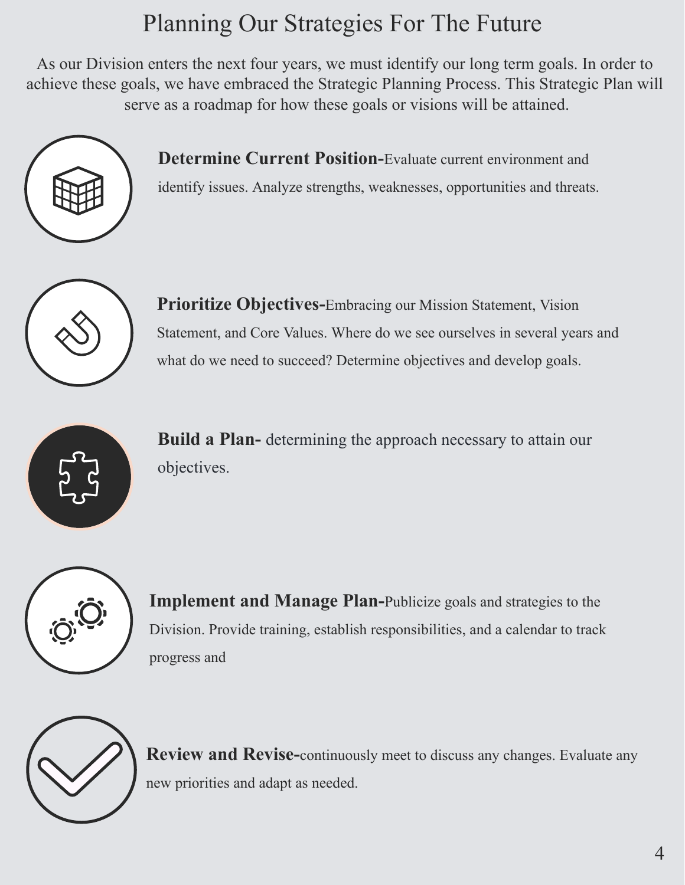# Planning Our Strategies For The Future

As our Division enters the next four years, we must identify our long term goals. In order to achieve these goals, we have embraced the Strategic Planning Process. This Strategic Plan will serve as a roadmap for how these goals or visions will be attained.

**Determine Current Position-**Evaluate current environment and identify issues. Analyze strengths, weaknesses, opportunities and threats.

**Prioritize Objectives-**Embracing our Mission Statement, Vision Statement, and Core Values. Where do we see ourselves in several years and what do we need to succeed? Determine objectives and develop goals.

**Build a Plan-** determining the approach necessary to attain our objectives.

**Implement and Manage Plan-**Publicize goals and strategies to the Division. Provide training, establish responsibilities, and a calendar to track progress and

**Review and Revise-**continuously meet to discuss any changes. Evaluate any new priorities and adapt as needed.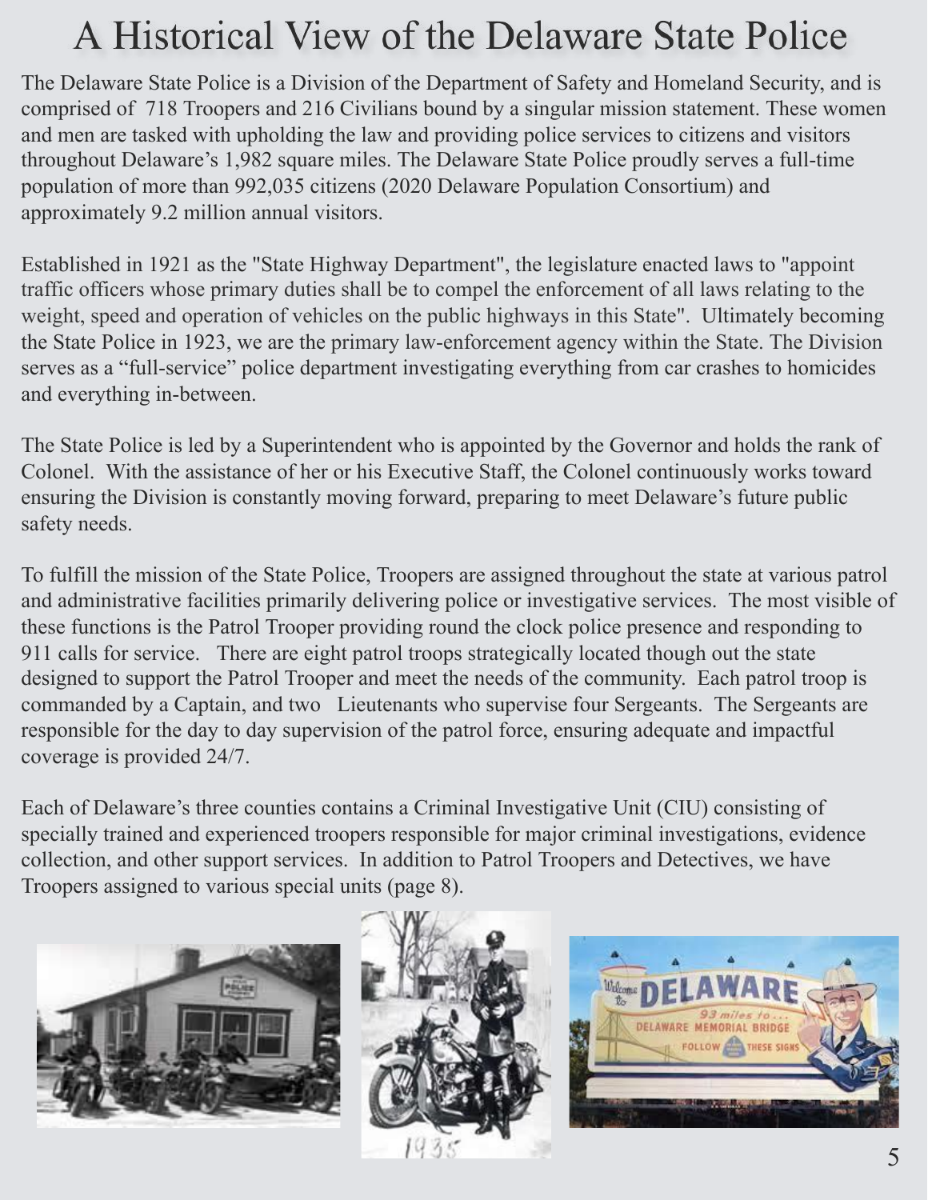# A Historical View of the Delaware State Police

The Delaware State Police is a Division of the Department of Safety and Homeland Security, and is comprised of 718 Troopers and 216 Civilians bound by a singular mission statement. These women and men are tasked with upholding the law and providing police services to citizens and visitors throughout Delaware's 1,982 square miles. The Delaware State Police proudly serves a full-time population of more than 992,035 citizens (2020 Delaware Population Consortium) and approximately 9.2 million annual visitors.

Established in 1921 as the "State Highway Department", the legislature enacted laws to "appoint traffic officers whose primary duties shall be to compel the enforcement of all laws relating to the weight, speed and operation of vehicles on the public highways in this State". Ultimately becoming the State Police in 1923, we are the primary law-enforcement agency within the State. The Division serves as a "full-service" police department investigating everything from car crashes to homicides and everything in-between.

The State Police is led by a Superintendent who is appointed by the Governor and holds the rank of Colonel. With the assistance of her or his Executive Staff, the Colonel continuously works toward ensuring the Division is constantly moving forward, preparing to meet Delaware's future public safety needs.

To fulfill the mission of the State Police, Troopers are assigned throughout the state at various patrol and administrative facilities primarily delivering police or investigative services. The most visible of these functions is the Patrol Trooper providing round the clock police presence and responding to 911 calls for service. There are eight patrol troops strategically located though out the state designed to support the Patrol Trooper and meet the needs of the community. Each patrol troop is commanded by a Captain, and two Lieutenants who supervise four Sergeants. The Sergeants are responsible for the day to day supervision of the patrol force, ensuring adequate and impactful coverage is provided 24/7.

Each of Delaware's three counties contains a Criminal Investigative Unit (CIU) consisting of specially trained and experienced troopers responsible for major criminal investigations, evidence collection, and other support services. In addition to Patrol Troopers and Detectives, we have Troopers assigned to various special units (page 8).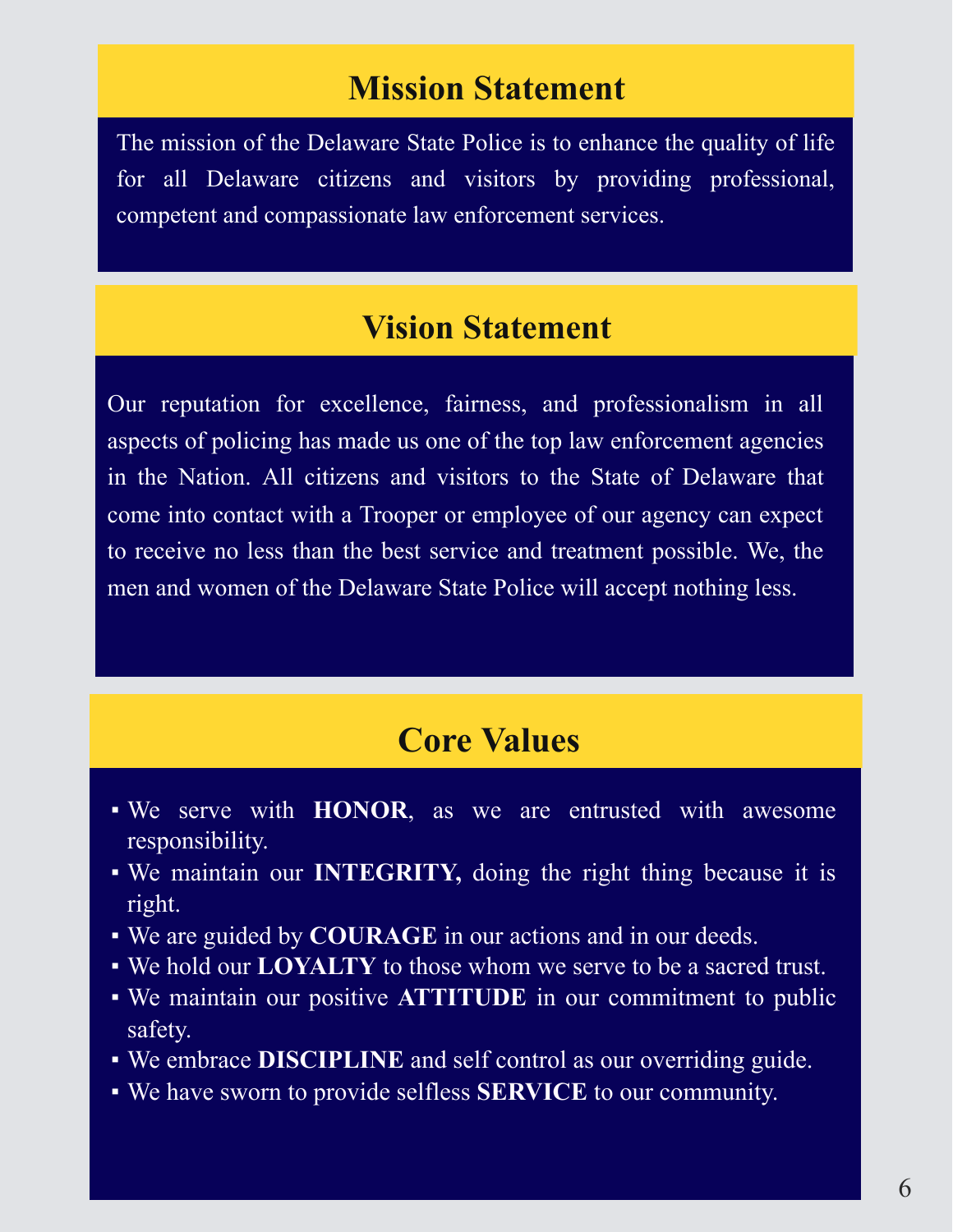## Mission Statement

The mission of the Delaware State Police is to enhance the quality of life for all Delaware citizens and visitors by providing professional, competent and compassionate law enforcement services.

## Vision Statement

Our reputation for excellence, fairness, and professionalism in all aspects of policing has made us one of the top law enforcement agencies in the Nation. All citizens and visitors to the State of Delaware that come into contact with a Trooper or employee of our agency can expect to receive no less than the best service and treatment possible. We, the men and women of the Delaware State Police will accept nothing less.

## Core Values

- We serve with **HONOR**, as we are entrusted with awesome responsibility.
- We maintain our **INTEGRITY,** doing the right thing because it is right.
- We are guided by **COURAGE** in our actions and in our deeds.
- We hold our **LOYALTY** to those whom we serve to be a sacred trust.
- We maintain our positive **ATTITUDE** in our commitment to public safety.
- We embrace **DISCIPLINE** and self control as our overriding guide.
- We have sworn to provide selfless **SERVICE** to our community.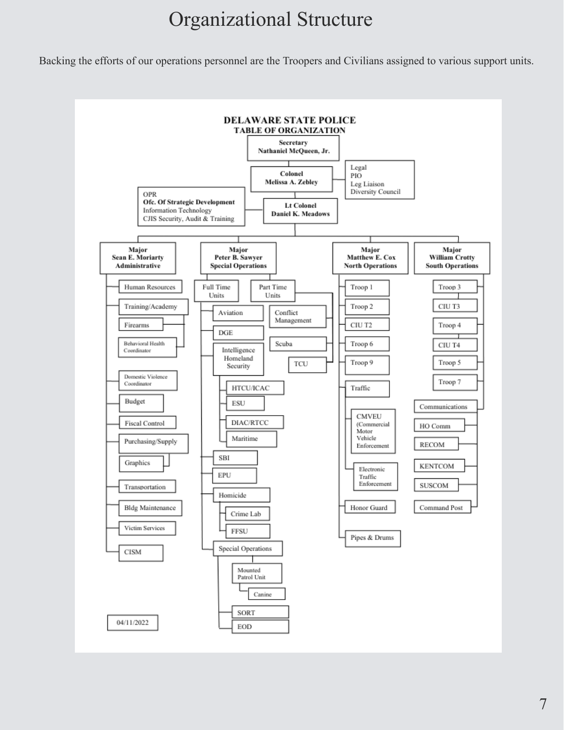# Organizational Structure

Backing the efforts of our operations personnel are the Troopers and Civilians assigned to various support units.

## DELAWARE STATE POLICE
### TABLE OF ORGANIZATION

**Secretary**
**Nathaniel McQueen, Jr.**

**Colonel**
**Melissa A. Zebley**

- Legal
- PIO
- Leg Liaison
- Diversity Council

**Lt Colonel**
**Daniel K. Meadows**

- OPR
- **Ofc. Of Strategic Development**
- Information Technology
- CJIS Security, Audit & Training

**Major Sean E. Moriarty — Administrative**

- Human Resources
- Training/Academy
- Firearms
- Behavioral Health Coordinator
- Domestic Violence Coordinator
- Budget
- Fiscal Control
- Purchasing/Supply
- Graphics
- Transportation
- Bldg Maintenance
- Victim Services
- CISM

**Major Peter B. Sawyer — Special Operations**

- Full Time Units
  - Aviation
  - DGE
  - Intelligence Homeland Security
    - HTCU/ICAC
    - ESU
    - DIAC/RTCC
    - Maritime
  - SBI
  - EPU
  - Homicide
    - Crime Lab
    - FFSU
  - Special Operations
    - Mounted Patrol Unit
      - Canine
    - SORT
    - EOD
- Part Time Units
  - Conflict Management
  - Scuba
  - TCU

**Major Matthew E. Cox — North Operations**

- Troop 1
- Troop 2
- CIU T2
- Troop 6
- Troop 9
- Traffic
  - CMVEU (Commercial Motor Vehicle Enforcement
  - Electronic Traffic Enforcement
- Honor Guard
- Pipes & Drums

**Major William Crotty — South Operations**

- Troop 3
- CIU T3
- Troop 4
- CIU T4
- Troop 5
- Troop 7
- Communications
  - HO Comm
  - RECOM
  - KENTCOM
  - SUSCOM
  - Command Post

04/11/2022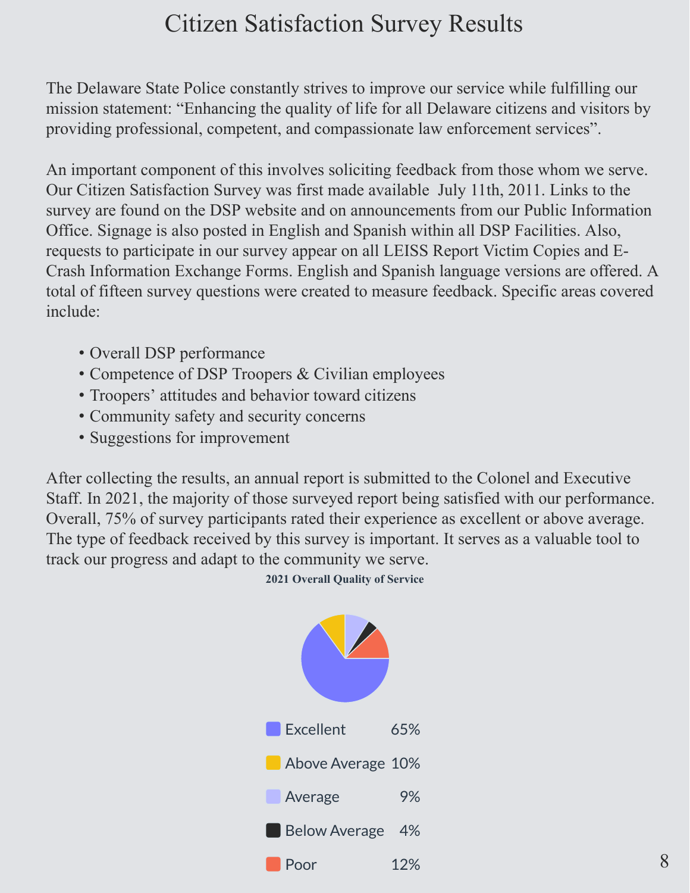# Citizen Satisfaction Survey Results

The Delaware State Police constantly strives to improve our service while fulfilling our mission statement: "Enhancing the quality of life for all Delaware citizens and visitors by providing professional, competent, and compassionate law enforcement services".

An important component of this involves soliciting feedback from those whom we serve. Our Citizen Satisfaction Survey was first made available July 11th, 2011. Links to the survey are found on the DSP website and on announcements from our Public Information Office. Signage is also posted in English and Spanish within all DSP Facilities. Also, requests to participate in our survey appear on all LEISS Report Victim Copies and E-Crash Information Exchange Forms. English and Spanish language versions are offered. A total of fifteen survey questions were created to measure feedback. Specific areas covered include:

- Overall DSP performance
- Competence of DSP Troopers & Civilian employees
- Troopers' attitudes and behavior toward citizens
- Community safety and security concerns
- Suggestions for improvement

After collecting the results, an annual report is submitted to the Colonel and Executive Staff. In 2021, the majority of those surveyed report being satisfied with our performance. Overall, 75% of survey participants rated their experience as excellent or above average. The type of feedback received by this survey is important. It serves as a valuable tool to track our progress and adapt to the community we serve.

**2021 Overall Quality of Service**

| Rating | Percent |
|---|---|
| Excellent | 65% |
| Above Average | 10% |
| Average | 9% |
| Below Average | 4% |
| Poor | 12% |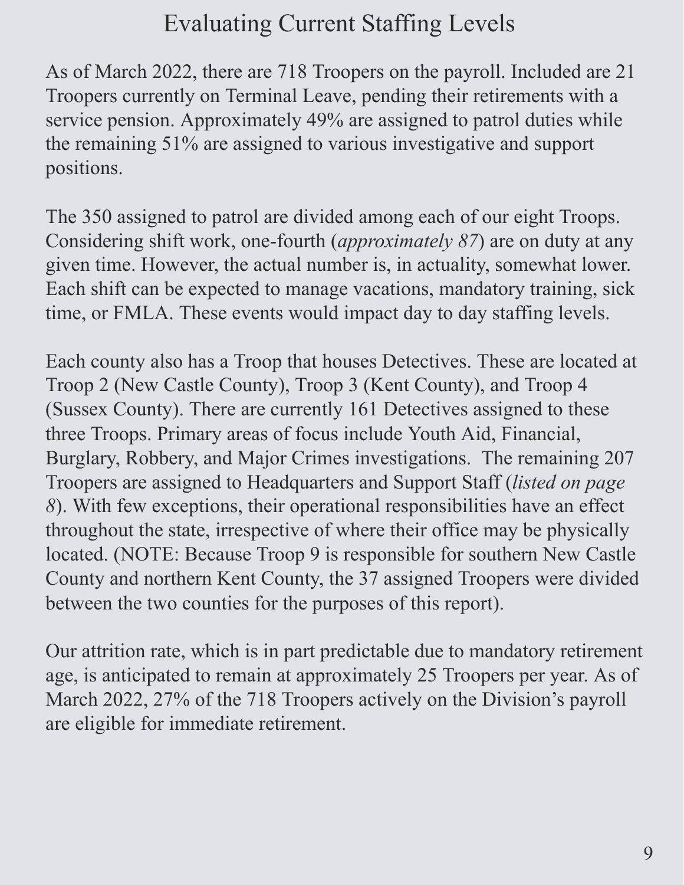# Evaluating Current Staffing Levels

As of March 2022, there are 718 Troopers on the payroll. Included are 21 Troopers currently on Terminal Leave, pending their retirements with a service pension. Approximately 49% are assigned to patrol duties while the remaining 51% are assigned to various investigative and support positions.

The 350 assigned to patrol are divided among each of our eight Troops. Considering shift work, one-fourth (*approximately 87*) are on duty at any given time. However, the actual number is, in actuality, somewhat lower. Each shift can be expected to manage vacations, mandatory training, sick time, or FMLA. These events would impact day to day staffing levels.

Each county also has a Troop that houses Detectives. These are located at Troop 2 (New Castle County), Troop 3 (Kent County), and Troop 4 (Sussex County). There are currently 161 Detectives assigned to these three Troops. Primary areas of focus include Youth Aid, Financial, Burglary, Robbery, and Major Crimes investigations. The remaining 207 Troopers are assigned to Headquarters and Support Staff (*listed on page 8*). With few exceptions, their operational responsibilities have an effect throughout the state, irrespective of where their office may be physically located. (NOTE: Because Troop 9 is responsible for southern New Castle County and northern Kent County, the 37 assigned Troopers were divided between the two counties for the purposes of this report).

Our attrition rate, which is in part predictable due to mandatory retirement age, is anticipated to remain at approximately 25 Troopers per year. As of March 2022, 27% of the 718 Troopers actively on the Division's payroll are eligible for immediate retirement.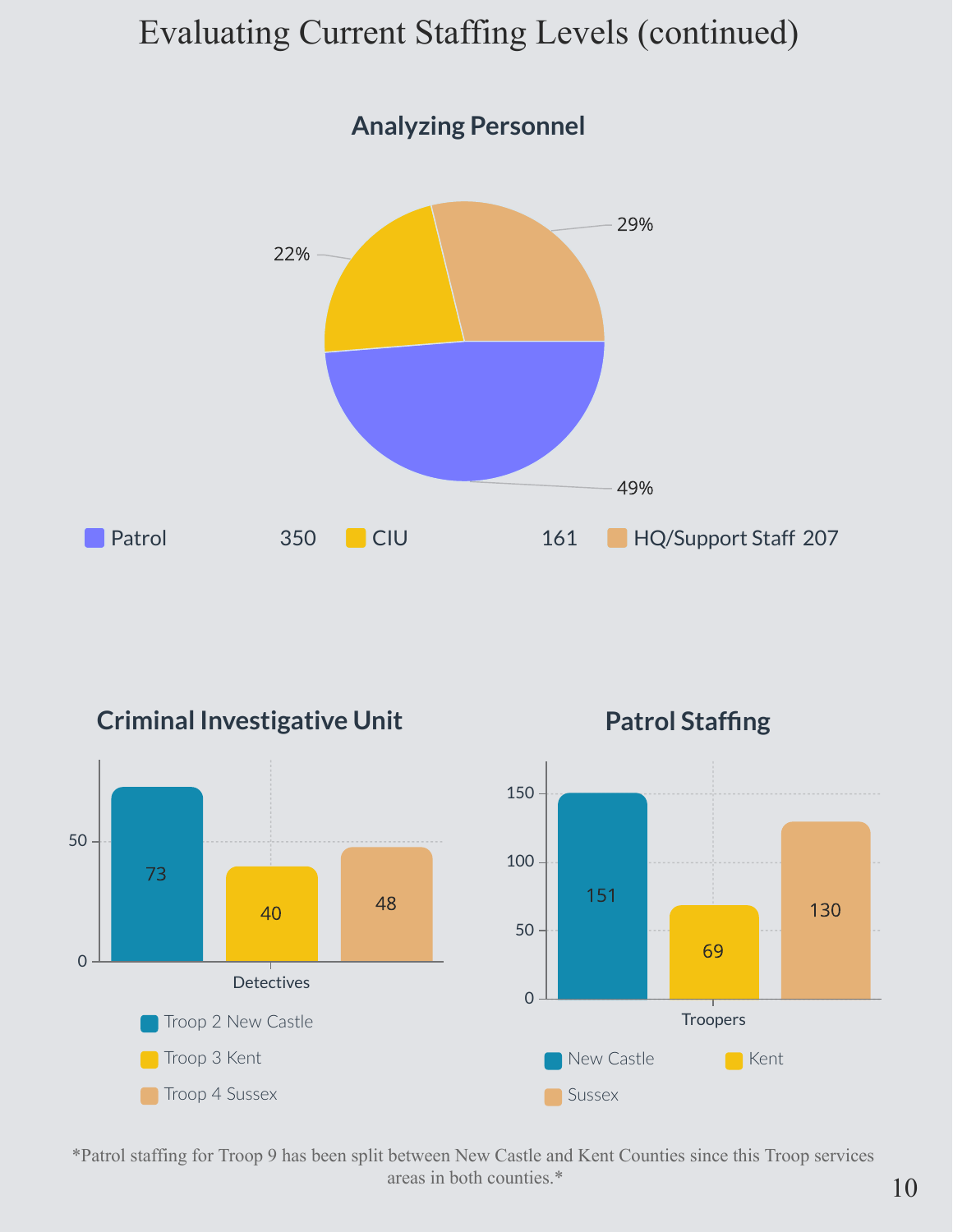# Evaluating Current Staffing Levels (continued)

## Analyzing Personnel

| Category | Count | Percentage |
| --- | --- | --- |
| Patrol | 350 | 49% |
| CIU | 161 | 22% |
| HQ/Support Staff | 207 | 29% |

## Criminal Investigative Unit

| Detectives | Count |
| --- | --- |
| Troop 2 New Castle | 73 |
| Troop 3 Kent | 40 |
| Troop 4 Sussex | 48 |

## Patrol Staffing

| Troopers | Count |
| --- | --- |
| New Castle | 151 |
| Kent | 69 |
| Sussex | 130 |

*Patrol staffing for Troop 9 has been split between New Castle and Kent Counties since this Troop services areas in both counties.*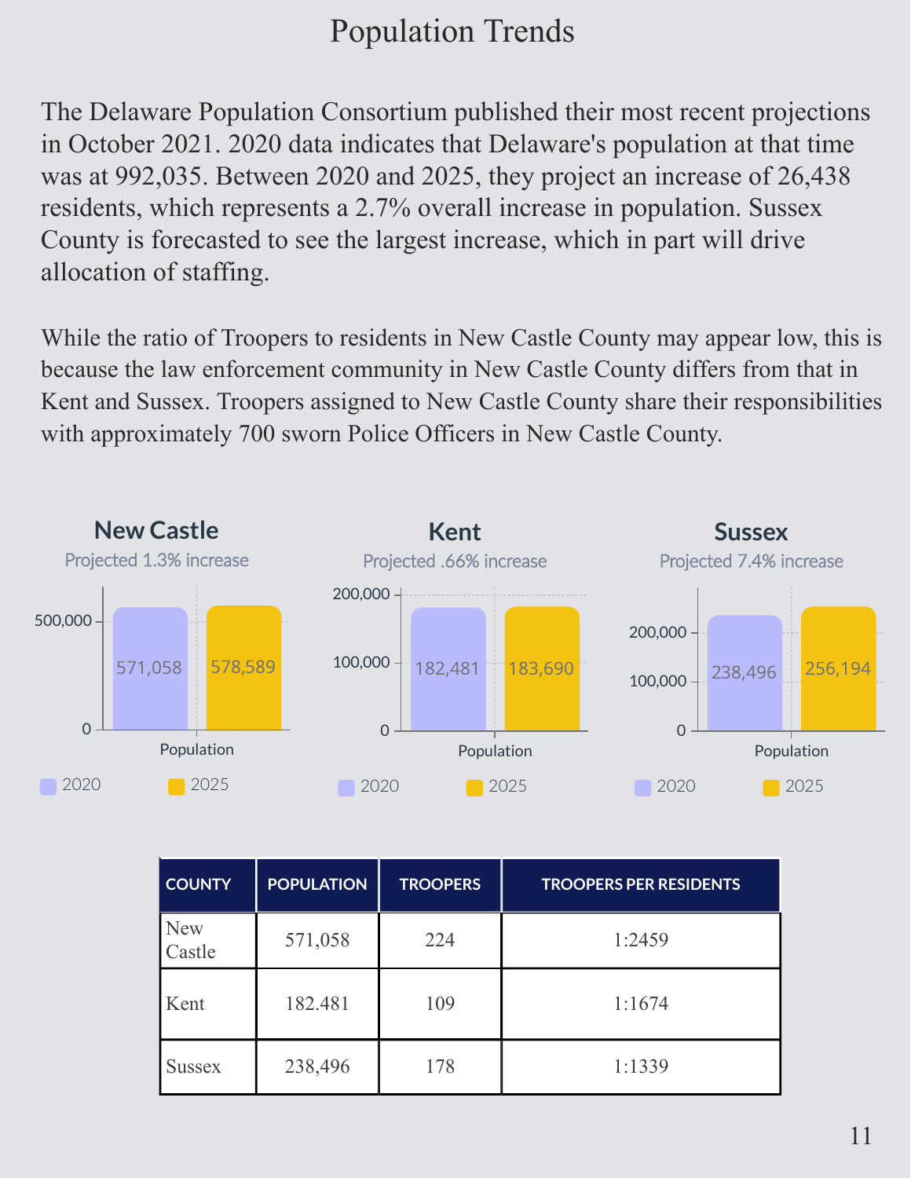# Population Trends

The Delaware Population Consortium published their most recent projections in October 2021. 2020 data indicates that Delaware's population at that time was at 992,035. Between 2020 and 2025, they project an increase of 26,438 residents, which represents a 2.7% overall increase in population. Sussex County is forecasted to see the largest increase, which in part will drive allocation of staffing.

While the ratio of Troopers to residents in New Castle County may appear low, this is because the law enforcement community in New Castle County differs from that in Kent and Sussex. Troopers assigned to New Castle County share their responsibilities with approximately 700 sworn Police Officers in New Castle County.

**New Castle**
Projected 1.3% increase

| Population | 2020 | 2025 |
|---|---|---|
| New Castle | 571,058 | 578,589 |

**Kent**
Projected .66% increase

| Population | 2020 | 2025 |
|---|---|---|
| Kent | 182,481 | 183,690 |

**Sussex**
Projected 7.4% increase

| Population | 2020 | 2025 |
|---|---|---|
| Sussex | 238,496 | 256,194 |

| COUNTY | POPULATION | TROOPERS | TROOPERS PER RESIDENTS |
|---|---|---|---|
| New Castle | 571,058 | 224 | 1:2459 |
| Kent | 182.481 | 109 | 1:1674 |
| Sussex | 238,496 | 178 | 1:1339 |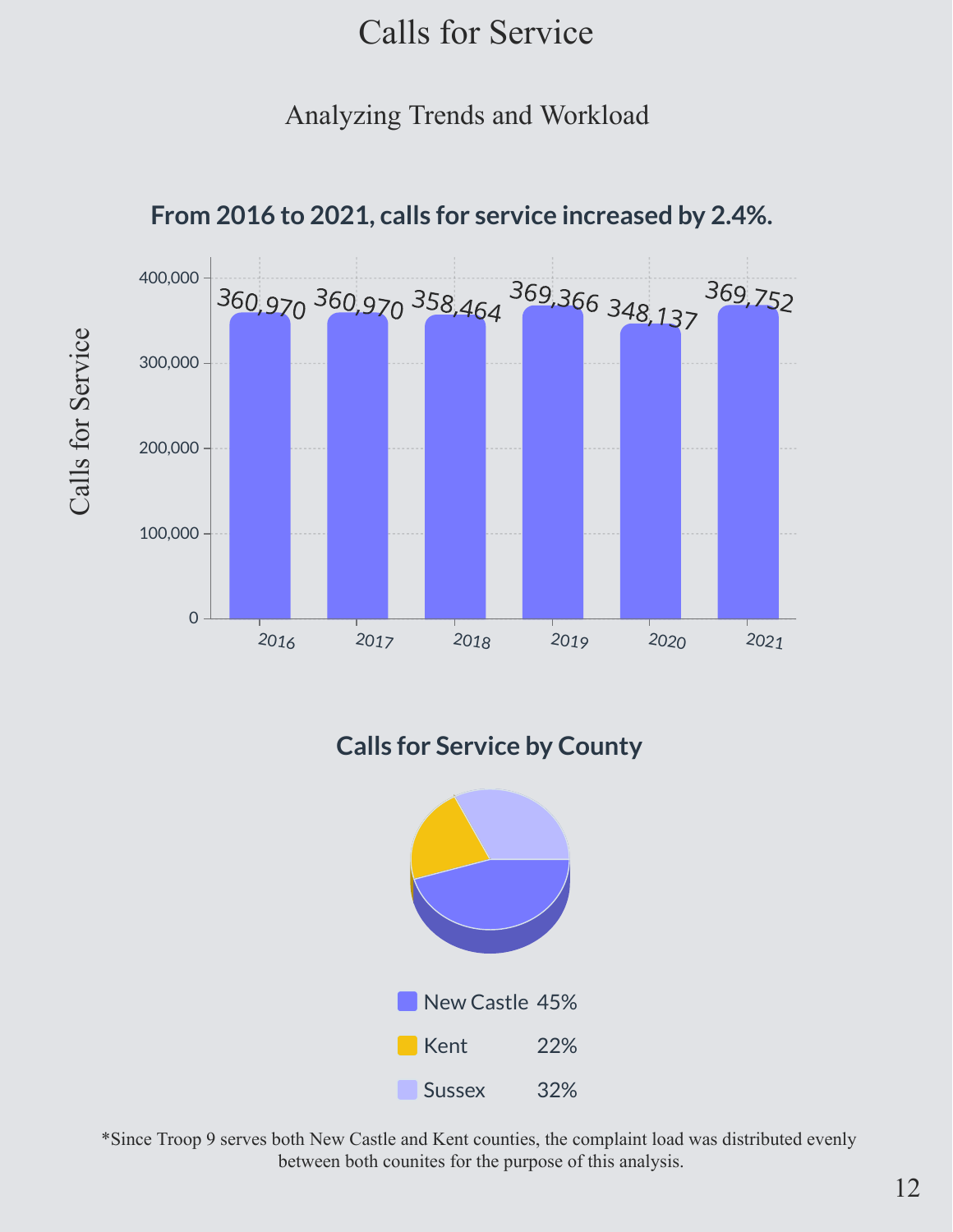# Calls for Service

## Analyzing Trends and Workload

**From 2016 to 2021, calls for service increased by 2.4%.**

| Year | Calls for Service |
|---|---|
| 2016 | 360,970 |
| 2017 | 360,970 |
| 2018 | 358,464 |
| 2019 | 369,366 |
| 2020 | 348,137 |
| 2021 | 369,752 |

**Calls for Service by County**

| County | Percent |
|---|---|
| New Castle | 45% |
| Kent | 22% |
| Sussex | 32% |

*Since Troop 9 serves both New Castle and Kent counties, the complaint load was distributed evenly between both counites for the purpose of this analysis.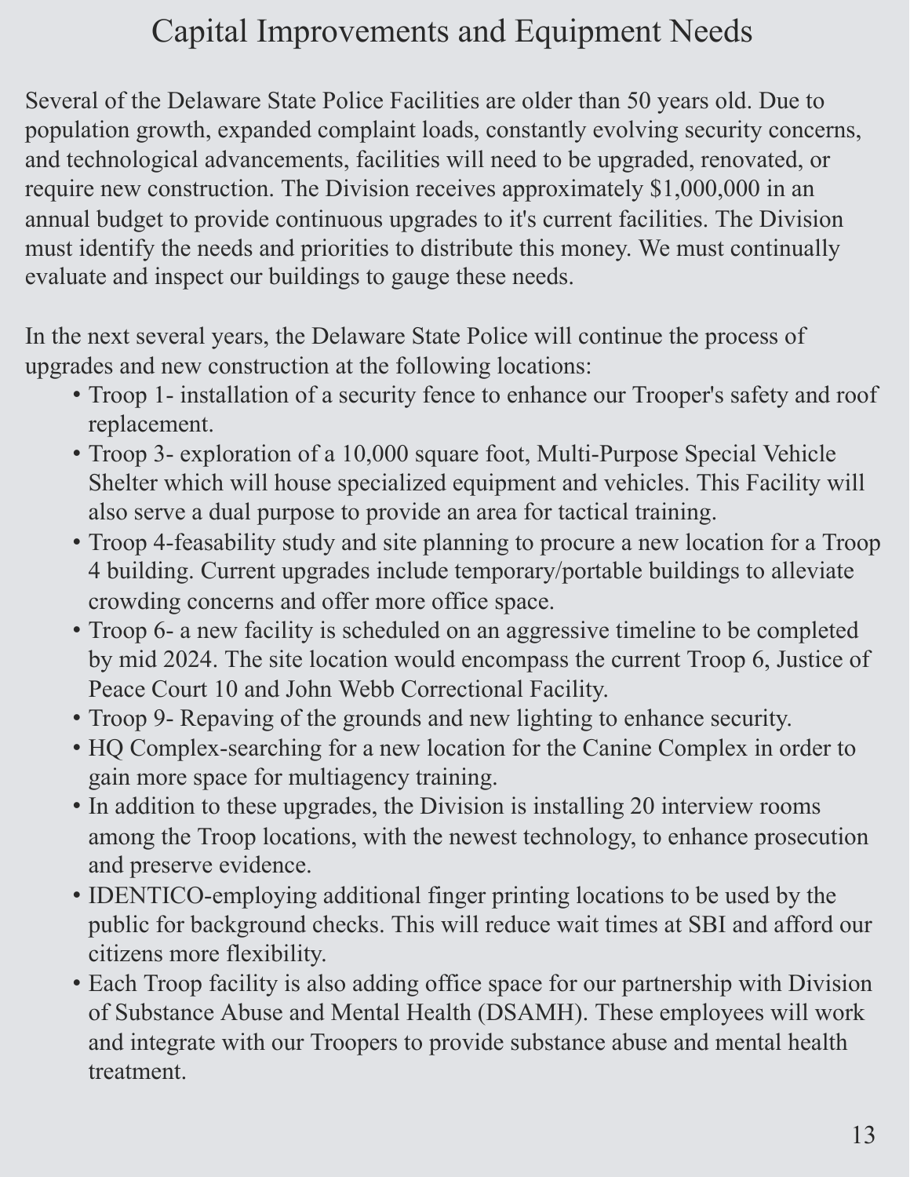# Capital Improvements and Equipment Needs

Several of the Delaware State Police Facilities are older than 50 years old. Due to population growth, expanded complaint loads, constantly evolving security concerns, and technological advancements, facilities will need to be upgraded, renovated, or require new construction. The Division receives approximately $1,000,000 in an annual budget to provide continuous upgrades to it's current facilities. The Division must identify the needs and priorities to distribute this money. We must continually evaluate and inspect our buildings to gauge these needs.

In the next several years, the Delaware State Police will continue the process of upgrades and new construction at the following locations:

- Troop 1- installation of a security fence to enhance our Trooper's safety and roof replacement.
- Troop 3- exploration of a 10,000 square foot, Multi-Purpose Special Vehicle Shelter which will house specialized equipment and vehicles. This Facility will also serve a dual purpose to provide an area for tactical training.
- Troop 4-feasability study and site planning to procure a new location for a Troop 4 building. Current upgrades include temporary/portable buildings to alleviate crowding concerns and offer more office space.
- Troop 6- a new facility is scheduled on an aggressive timeline to be completed by mid 2024. The site location would encompass the current Troop 6, Justice of Peace Court 10 and John Webb Correctional Facility.
- Troop 9- Repaving of the grounds and new lighting to enhance security.
- HQ Complex-searching for a new location for the Canine Complex in order to gain more space for multiagency training.
- In addition to these upgrades, the Division is installing 20 interview rooms among the Troop locations, with the newest technology, to enhance prosecution and preserve evidence.
- IDENTICO-employing additional finger printing locations to be used by the public for background checks. This will reduce wait times at SBI and afford our citizens more flexibility.
- Each Troop facility is also adding office space for our partnership with Division of Substance Abuse and Mental Health (DSAMH). These employees will work and integrate with our Troopers to provide substance abuse and mental health treatment.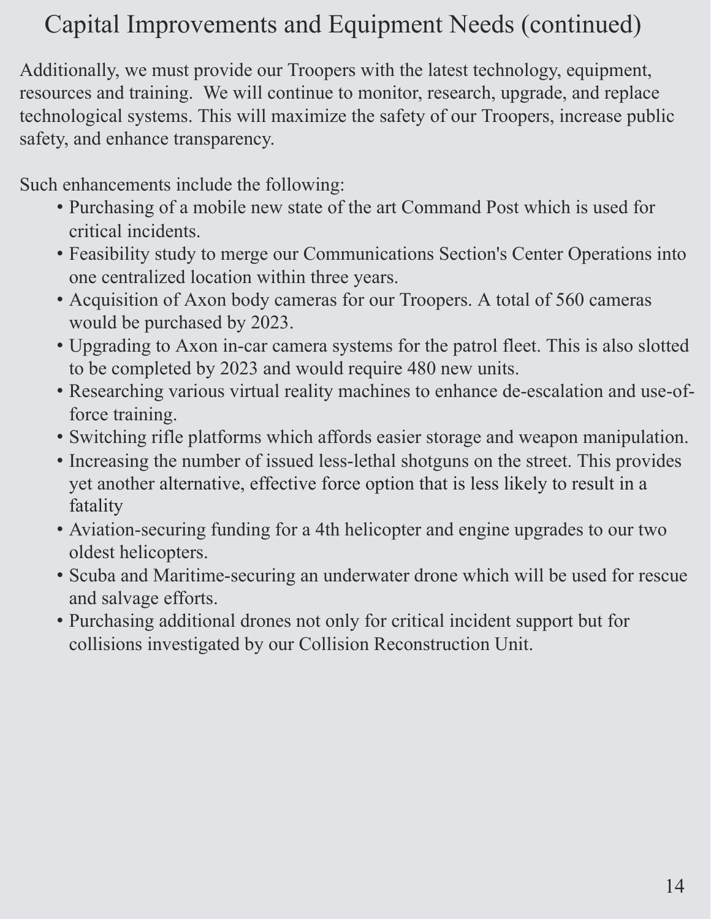# Capital Improvements and Equipment Needs (continued)

Additionally, we must provide our Troopers with the latest technology, equipment, resources and training. We will continue to monitor, research, upgrade, and replace technological systems. This will maximize the safety of our Troopers, increase public safety, and enhance transparency.

Such enhancements include the following:

- Purchasing of a mobile new state of the art Command Post which is used for critical incidents.
- Feasibility study to merge our Communications Section's Center Operations into one centralized location within three years.
- Acquisition of Axon body cameras for our Troopers. A total of 560 cameras would be purchased by 2023.
- Upgrading to Axon in-car camera systems for the patrol fleet. This is also slotted to be completed by 2023 and would require 480 new units.
- Researching various virtual reality machines to enhance de-escalation and use-of-force training.
- Switching rifle platforms which affords easier storage and weapon manipulation.
- Increasing the number of issued less-lethal shotguns on the street. This provides yet another alternative, effective force option that is less likely to result in a fatality
- Aviation-securing funding for a 4th helicopter and engine upgrades to our two oldest helicopters.
- Scuba and Maritime-securing an underwater drone which will be used for rescue and salvage efforts.
- Purchasing additional drones not only for critical incident support but for collisions investigated by our Collision Reconstruction Unit.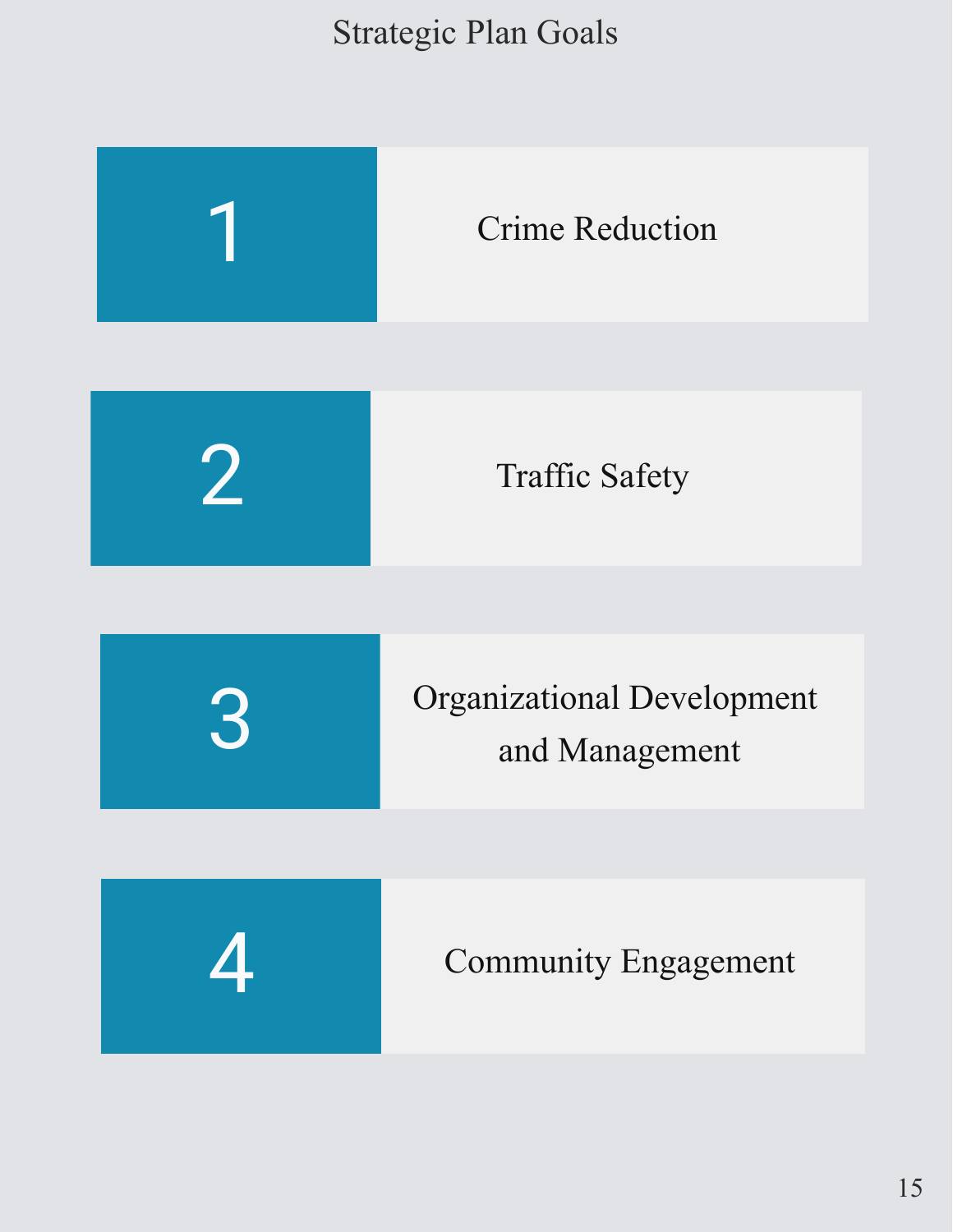# Strategic Plan Goals

1. Crime Reduction
2. Traffic Safety
3. Organizational Development and Management
4. Community Engagement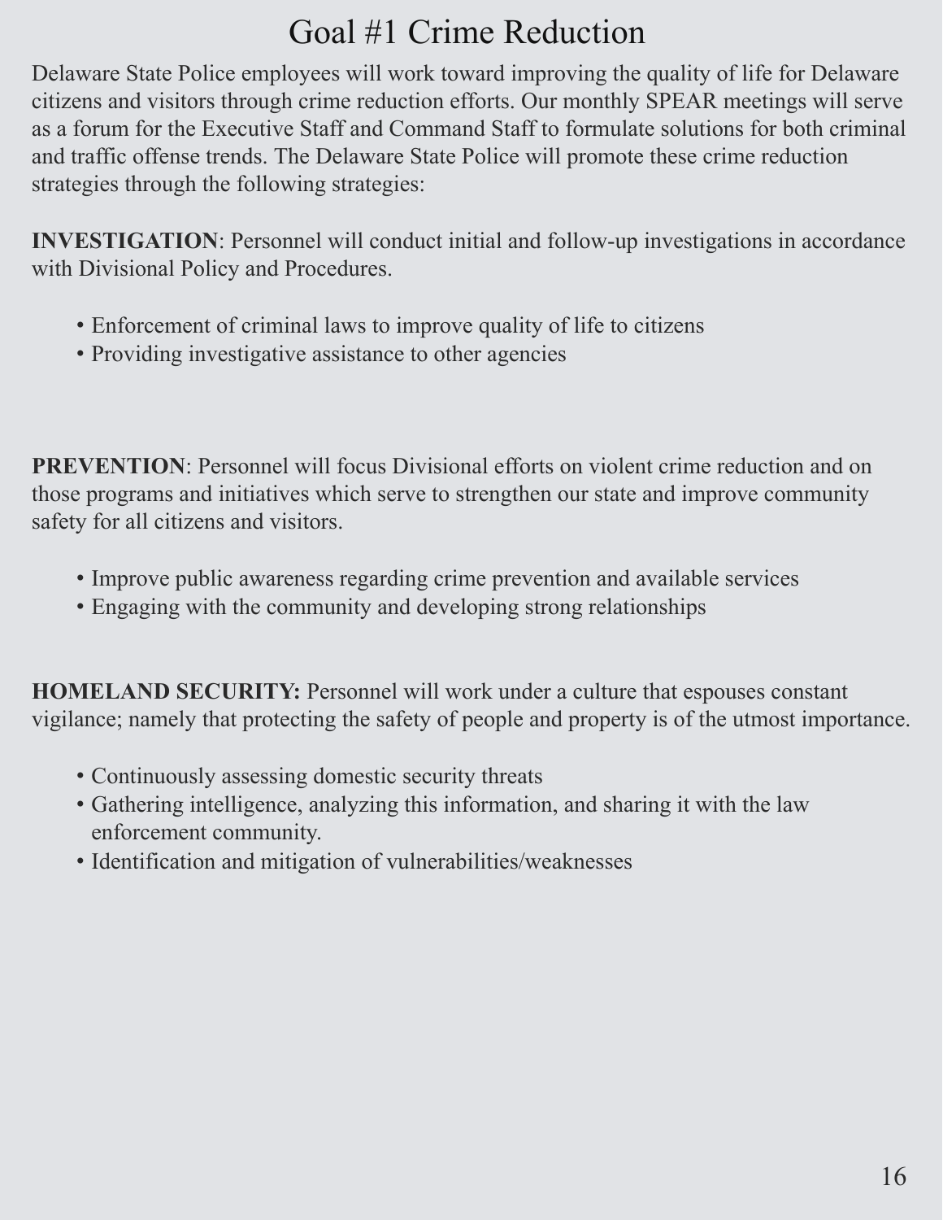# Goal #1 Crime Reduction

Delaware State Police employees will work toward improving the quality of life for Delaware citizens and visitors through crime reduction efforts. Our monthly SPEAR meetings will serve as a forum for the Executive Staff and Command Staff to formulate solutions for both criminal and traffic offense trends. The Delaware State Police will promote these crime reduction strategies through the following strategies:

**INVESTIGATION**: Personnel will conduct initial and follow-up investigations in accordance with Divisional Policy and Procedures.

- Enforcement of criminal laws to improve quality of life to citizens
- Providing investigative assistance to other agencies

**PREVENTION**: Personnel will focus Divisional efforts on violent crime reduction and on those programs and initiatives which serve to strengthen our state and improve community safety for all citizens and visitors.

- Improve public awareness regarding crime prevention and available services
- Engaging with the community and developing strong relationships

**HOMELAND SECURITY:** Personnel will work under a culture that espouses constant vigilance; namely that protecting the safety of people and property is of the utmost importance.

- Continuously assessing domestic security threats
- Gathering intelligence, analyzing this information, and sharing it with the law enforcement community.
- Identification and mitigation of vulnerabilities/weaknesses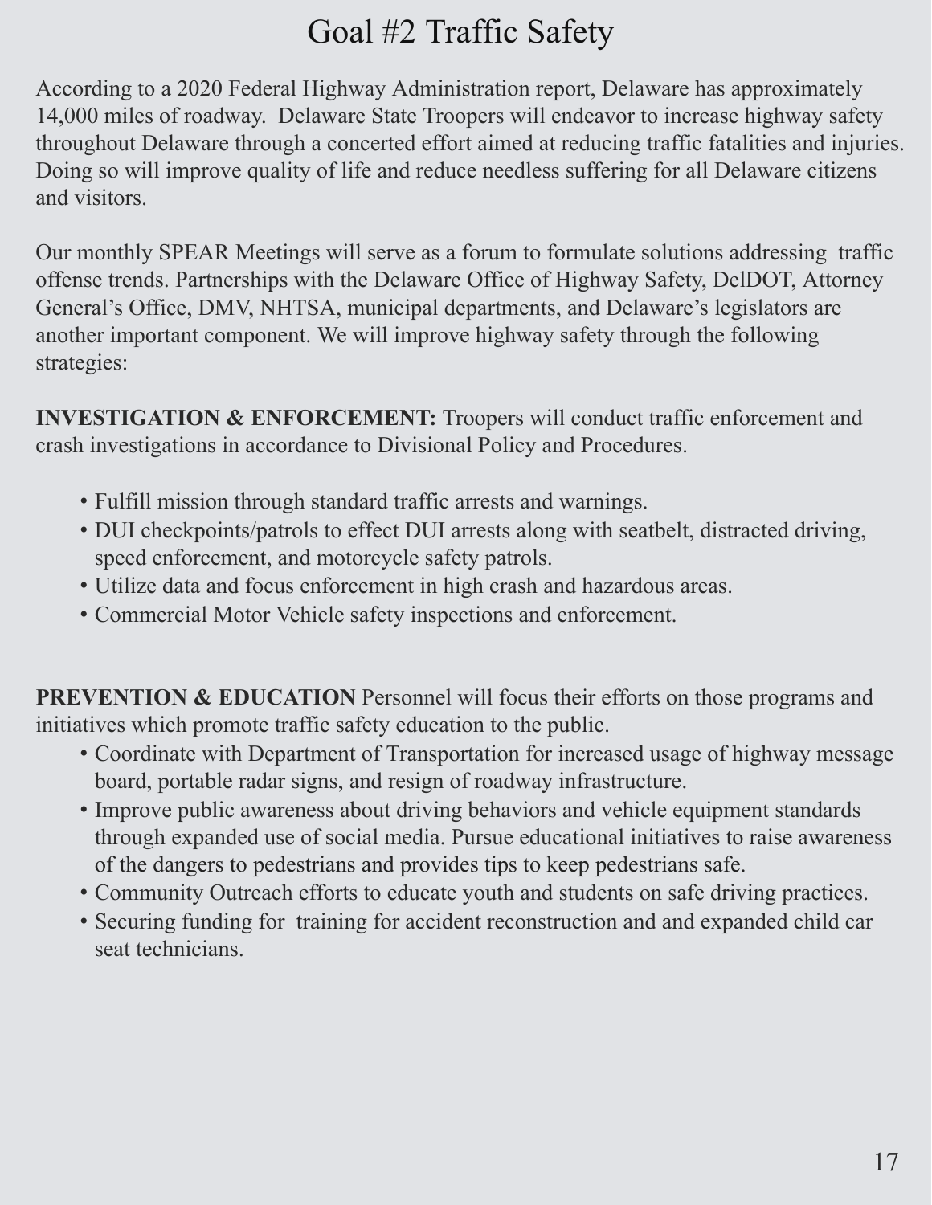# Goal #2 Traffic Safety

According to a 2020 Federal Highway Administration report, Delaware has approximately 14,000 miles of roadway. Delaware State Troopers will endeavor to increase highway safety throughout Delaware through a concerted effort aimed at reducing traffic fatalities and injuries. Doing so will improve quality of life and reduce needless suffering for all Delaware citizens and visitors.

Our monthly SPEAR Meetings will serve as a forum to formulate solutions addressing traffic offense trends. Partnerships with the Delaware Office of Highway Safety, DelDOT, Attorney General's Office, DMV, NHTSA, municipal departments, and Delaware's legislators are another important component. We will improve highway safety through the following strategies:

**INVESTIGATION & ENFORCEMENT:** Troopers will conduct traffic enforcement and crash investigations in accordance to Divisional Policy and Procedures.

- Fulfill mission through standard traffic arrests and warnings.
- DUI checkpoints/patrols to effect DUI arrests along with seatbelt, distracted driving, speed enforcement, and motorcycle safety patrols.
- Utilize data and focus enforcement in high crash and hazardous areas.
- Commercial Motor Vehicle safety inspections and enforcement.

**PREVENTION & EDUCATION** Personnel will focus their efforts on those programs and initiatives which promote traffic safety education to the public.

- Coordinate with Department of Transportation for increased usage of highway message board, portable radar signs, and resign of roadway infrastructure.
- Improve public awareness about driving behaviors and vehicle equipment standards through expanded use of social media. Pursue educational initiatives to raise awareness of the dangers to pedestrians and provides tips to keep pedestrians safe.
- Community Outreach efforts to educate youth and students on safe driving practices.
- Securing funding for training for accident reconstruction and and expanded child car seat technicians.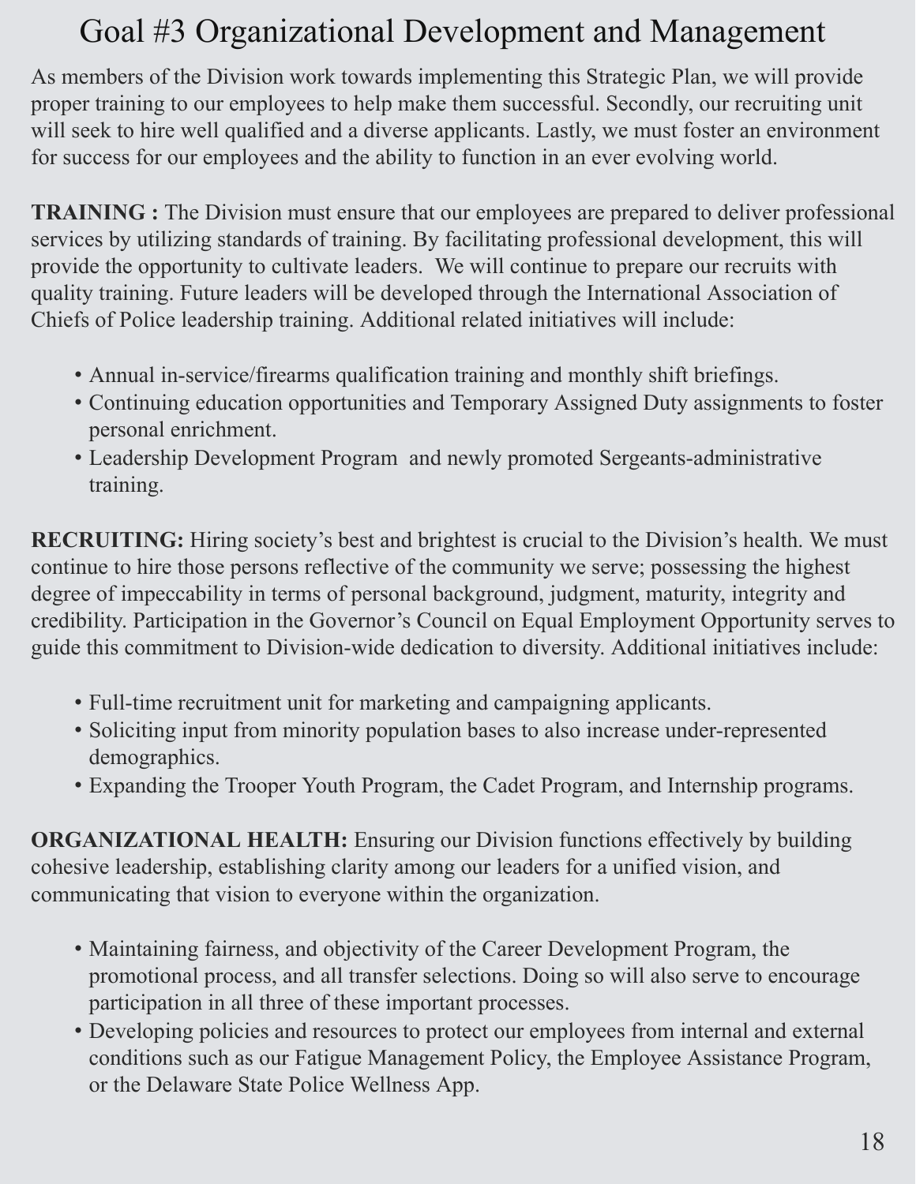# Goal #3 Organizational Development and Management

As members of the Division work towards implementing this Strategic Plan, we will provide proper training to our employees to help make them successful. Secondly, our recruiting unit will seek to hire well qualified and a diverse applicants. Lastly, we must foster an environment for success for our employees and the ability to function in an ever evolving world.

**TRAINING :** The Division must ensure that our employees are prepared to deliver professional services by utilizing standards of training. By facilitating professional development, this will provide the opportunity to cultivate leaders. We will continue to prepare our recruits with quality training. Future leaders will be developed through the International Association of Chiefs of Police leadership training. Additional related initiatives will include:

- Annual in-service/firearms qualification training and monthly shift briefings.
- Continuing education opportunities and Temporary Assigned Duty assignments to foster personal enrichment.
- Leadership Development Program and newly promoted Sergeants-administrative training.

**RECRUITING:** Hiring society's best and brightest is crucial to the Division's health. We must continue to hire those persons reflective of the community we serve; possessing the highest degree of impeccability in terms of personal background, judgment, maturity, integrity and credibility. Participation in the Governor's Council on Equal Employment Opportunity serves to guide this commitment to Division-wide dedication to diversity. Additional initiatives include:

- Full-time recruitment unit for marketing and campaigning applicants.
- Soliciting input from minority population bases to also increase under-represented demographics.
- Expanding the Trooper Youth Program, the Cadet Program, and Internship programs.

**ORGANIZATIONAL HEALTH:** Ensuring our Division functions effectively by building cohesive leadership, establishing clarity among our leaders for a unified vision, and communicating that vision to everyone within the organization.

- Maintaining fairness, and objectivity of the Career Development Program, the promotional process, and all transfer selections. Doing so will also serve to encourage participation in all three of these important processes.
- Developing policies and resources to protect our employees from internal and external conditions such as our Fatigue Management Policy, the Employee Assistance Program, or the Delaware State Police Wellness App.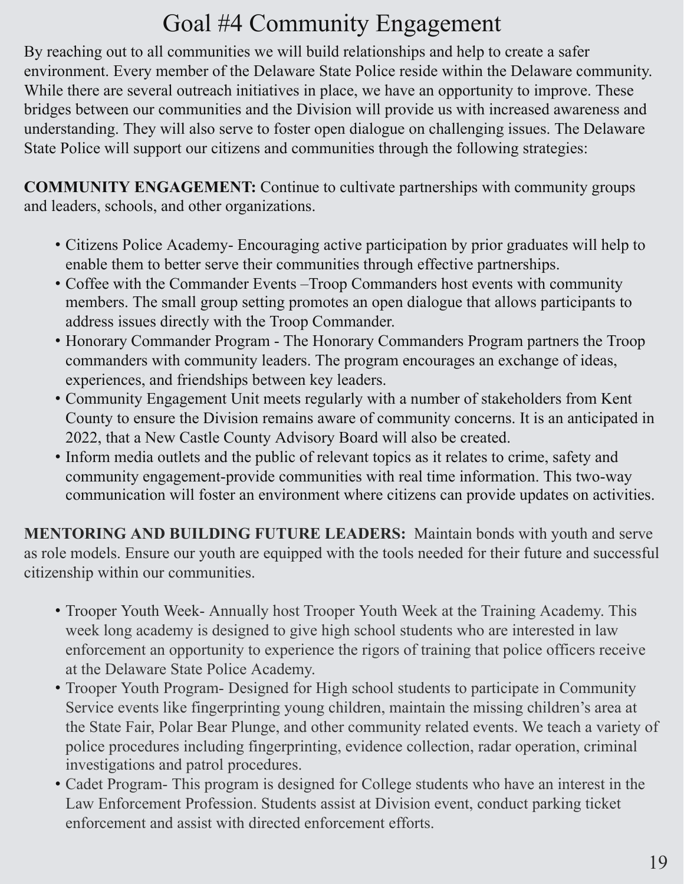# Goal #4 Community Engagement

By reaching out to all communities we will build relationships and help to create a safer environment. Every member of the Delaware State Police reside within the Delaware community. While there are several outreach initiatives in place, we have an opportunity to improve. These bridges between our communities and the Division will provide us with increased awareness and understanding. They will also serve to foster open dialogue on challenging issues. The Delaware State Police will support our citizens and communities through the following strategies:

**COMMUNITY ENGAGEMENT:** Continue to cultivate partnerships with community groups and leaders, schools, and other organizations.

- Citizens Police Academy- Encouraging active participation by prior graduates will help to enable them to better serve their communities through effective partnerships.
- Coffee with the Commander Events –Troop Commanders host events with community members. The small group setting promotes an open dialogue that allows participants to address issues directly with the Troop Commander.
- Honorary Commander Program - The Honorary Commanders Program partners the Troop commanders with community leaders. The program encourages an exchange of ideas, experiences, and friendships between key leaders.
- Community Engagement Unit meets regularly with a number of stakeholders from Kent County to ensure the Division remains aware of community concerns. It is an anticipated in 2022, that a New Castle County Advisory Board will also be created.
- Inform media outlets and the public of relevant topics as it relates to crime, safety and community engagement-provide communities with real time information. This two-way communication will foster an environment where citizens can provide updates on activities.

**MENTORING AND BUILDING FUTURE LEADERS:** Maintain bonds with youth and serve as role models. Ensure our youth are equipped with the tools needed for their future and successful citizenship within our communities.

- Trooper Youth Week- Annually host Trooper Youth Week at the Training Academy. This week long academy is designed to give high school students who are interested in law enforcement an opportunity to experience the rigors of training that police officers receive at the Delaware State Police Academy.
- Trooper Youth Program- Designed for High school students to participate in Community Service events like fingerprinting young children, maintain the missing children's area at the State Fair, Polar Bear Plunge, and other community related events. We teach a variety of police procedures including fingerprinting, evidence collection, radar operation, criminal investigations and patrol procedures.
- Cadet Program- This program is designed for College students who have an interest in the Law Enforcement Profession. Students assist at Division event, conduct parking ticket enforcement and assist with directed enforcement efforts.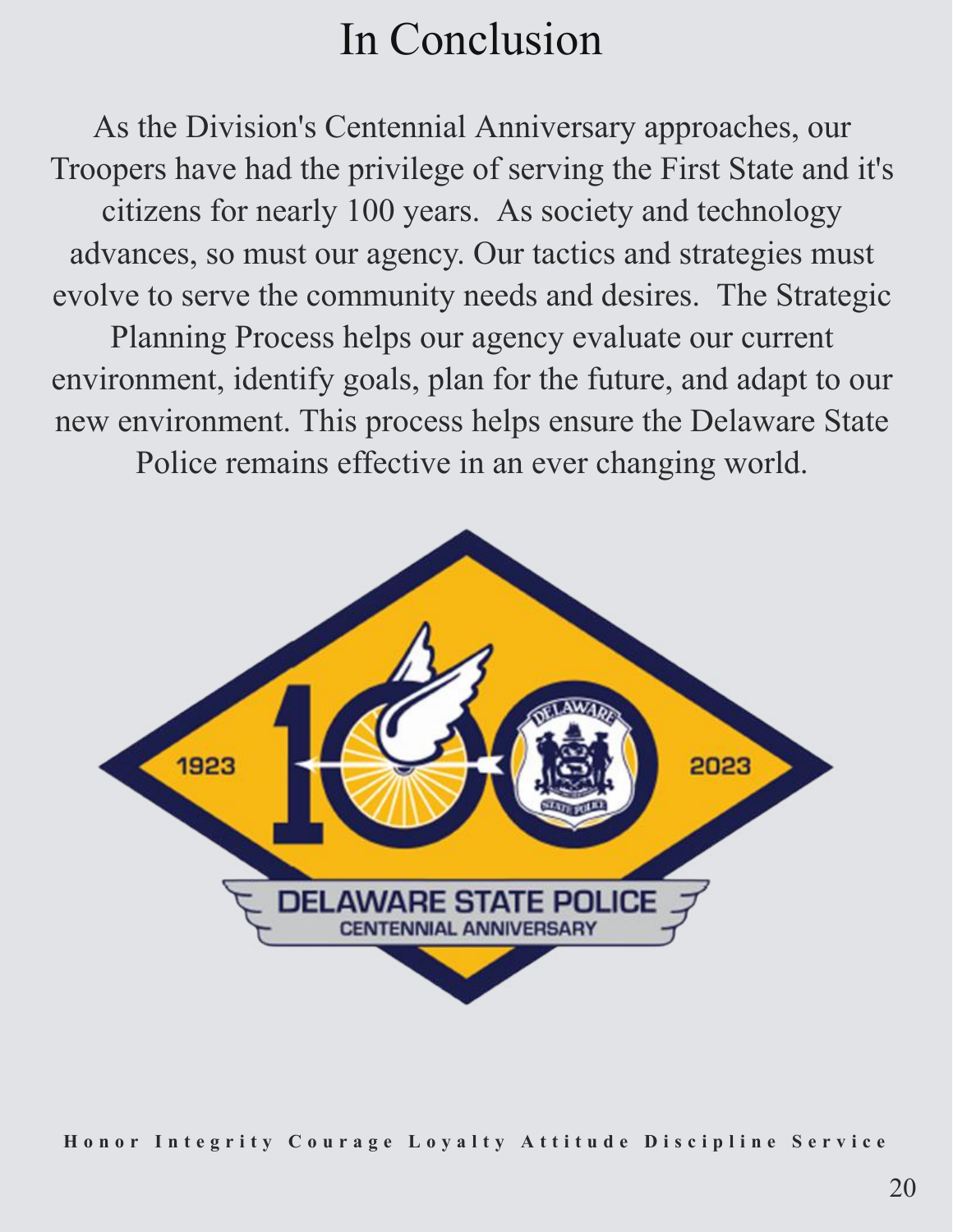# In Conclusion

As the Division's Centennial Anniversary approaches, our Troopers have had the privilege of serving the First State and it's citizens for nearly 100 years. As society and technology advances, so must our agency. Our tactics and strategies must evolve to serve the community needs and desires. The Strategic Planning Process helps our agency evaluate our current environment, identify goals, plan for the future, and adapt to our new environment. This process helps ensure the Delaware State Police remains effective in an ever changing world.

1923

2023

DELAWARE STATE POLICE

CENTENNIAL ANNIVERSARY

**Honor Integrity Courage Loyalty Attitude Discipline Service**